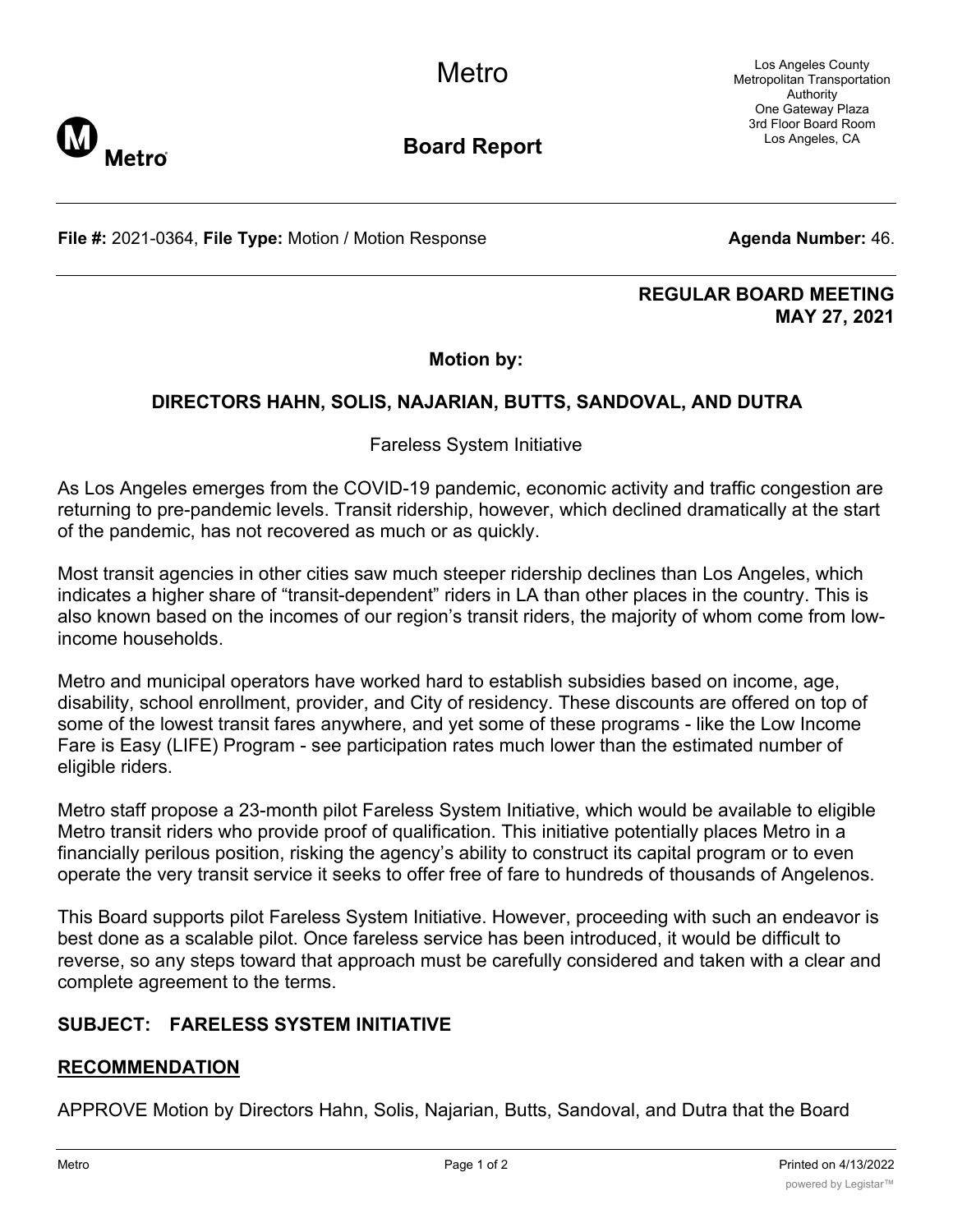# Metro

## Board Report

Los Angeles County Metropolitan Transportation Authority
One Gateway Plaza
3rd Floor Board Room
Los Angeles, CA

**File #:** 2021-0364, **File Type:** Motion / Motion Response **Agenda Number:** 46.

**REGULAR BOARD MEETING**
**MAY 27, 2021**

**Motion by:**

**DIRECTORS HAHN, SOLIS, NAJARIAN, BUTTS, SANDOVAL, AND DUTRA**

Fareless System Initiative

As Los Angeles emerges from the COVID-19 pandemic, economic activity and traffic congestion are returning to pre-pandemic levels. Transit ridership, however, which declined dramatically at the start of the pandemic, has not recovered as much or as quickly.

Most transit agencies in other cities saw much steeper ridership declines than Los Angeles, which indicates a higher share of "transit-dependent" riders in LA than other places in the country. This is also known based on the incomes of our region's transit riders, the majority of whom come from low-income households.

Metro and municipal operators have worked hard to establish subsidies based on income, age, disability, school enrollment, provider, and City of residency. These discounts are offered on top of some of the lowest transit fares anywhere, and yet some of these programs - like the Low Income Fare is Easy (LIFE) Program - see participation rates much lower than the estimated number of eligible riders.

Metro staff propose a 23-month pilot Fareless System Initiative, which would be available to eligible Metro transit riders who provide proof of qualification. This initiative potentially places Metro in a financially perilous position, risking the agency's ability to construct its capital program or to even operate the very transit service it seeks to offer free of fare to hundreds of thousands of Angelenos.

This Board supports pilot Fareless System Initiative. However, proceeding with such an endeavor is best done as a scalable pilot. Once fareless service has been introduced, it would be difficult to reverse, so any steps toward that approach must be carefully considered and taken with a clear and complete agreement to the terms.

## SUBJECT: FARELESS SYSTEM INITIATIVE

## RECOMMENDATION

APPROVE Motion by Directors Hahn, Solis, Najarian, Butts, Sandoval, and Dutra that the Board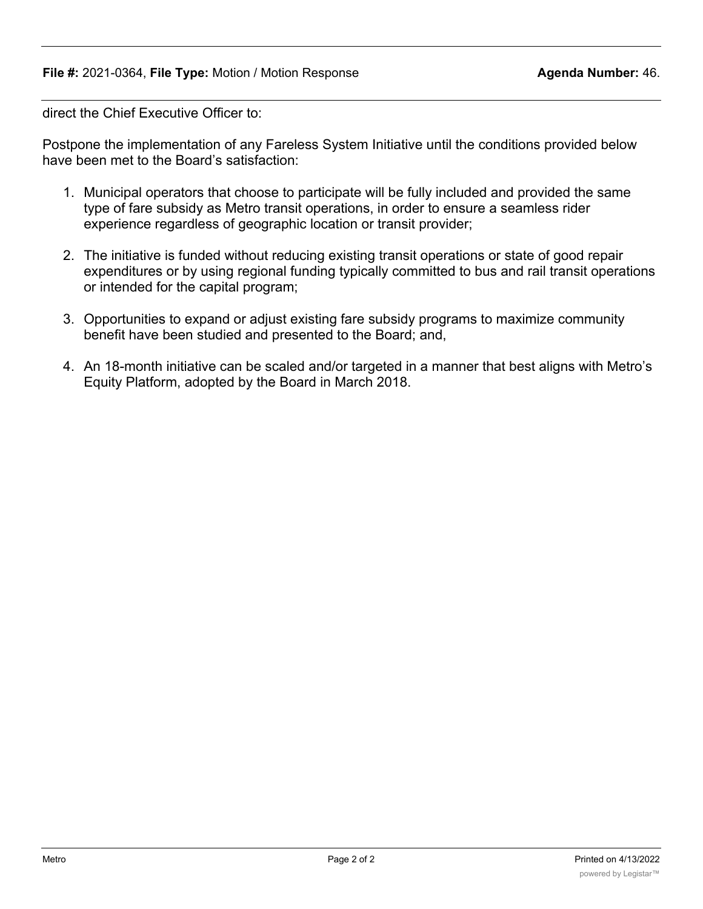direct the Chief Executive Officer to:

Postpone the implementation of any Fareless System Initiative until the conditions provided below have been met to the Board's satisfaction:

1. Municipal operators that choose to participate will be fully included and provided the same type of fare subsidy as Metro transit operations, in order to ensure a seamless rider experience regardless of geographic location or transit provider;

2. The initiative is funded without reducing existing transit operations or state of good repair expenditures or by using regional funding typically committed to bus and rail transit operations or intended for the capital program;

3. Opportunities to expand or adjust existing fare subsidy programs to maximize community benefit have been studied and presented to the Board; and,

4. An 18-month initiative can be scaled and/or targeted in a manner that best aligns with Metro's Equity Platform, adopted by the Board in March 2018.